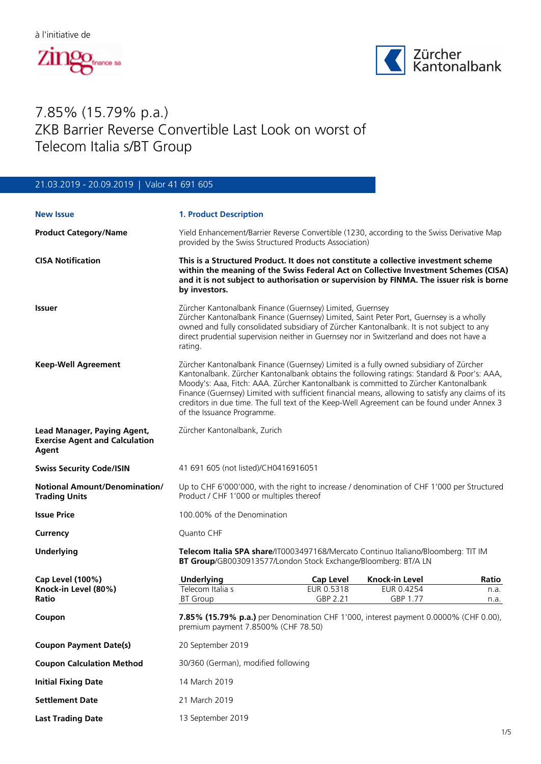à l'initiative de

zingg finance sa

Zürcher Kantonalbank

# 7.85% (15.79% p.a.)
# ZKB Barrier Reverse Convertible Last Look on worst of Telecom Italia s/BT Group

21.03.2019 - 20.09.2019 | Valor 41 691 605

**New Issue**

## 1. Product Description

**Product Category/Name**

Yield Enhancement/Barrier Reverse Convertible (1230, according to the Swiss Derivative Map provided by the Swiss Structured Products Association)

**CISA Notification**

**This is a Structured Product. It does not constitute a collective investment scheme within the meaning of the Swiss Federal Act on Collective Investment Schemes (CISA) and it is not subject to authorisation or supervision by FINMA. The issuer risk is borne by investors.**

**Issuer**

Zürcher Kantonalbank Finance (Guernsey) Limited, Guernsey
Zürcher Kantonalbank Finance (Guernsey) Limited, Saint Peter Port, Guernsey is a wholly owned and fully consolidated subsidiary of Zürcher Kantonalbank. It is not subject to any direct prudential supervision neither in Guernsey nor in Switzerland and does not have a rating.

**Keep-Well Agreement**

Zürcher Kantonalbank Finance (Guernsey) Limited is a fully owned subsidiary of Zürcher Kantonalbank. Zürcher Kantonalbank obtains the following ratings: Standard & Poor's: AAA, Moody's: Aaa, Fitch: AAA. Zürcher Kantonalbank is committed to Zürcher Kantonalbank Finance (Guernsey) Limited with sufficient financial means, allowing to satisfy any claims of its creditors in due time. The full text of the Keep-Well Agreement can be found under Annex 3 of the Issuance Programme.

**Lead Manager, Paying Agent, Exercise Agent and Calculation Agent**

Zürcher Kantonalbank, Zurich

**Swiss Security Code/ISIN**

41 691 605 (not listed)/CH0416916051

**Notional Amount/Denomination/ Trading Units**

Up to CHF 6'000'000, with the right to increase / denomination of CHF 1'000 per Structured Product / CHF 1'000 or multiples thereof

**Issue Price**

100.00% of the Denomination

**Currency**

Quanto CHF

**Underlying**

**Telecom Italia SPA share**/IT0003497168/Mercato Continuo Italiano/Bloomberg: TIT IM
**BT Group**/GB0030913577/London Stock Exchange/Bloomberg: BT/A LN

**Cap Level (100%)**
**Knock-in Level (80%)**
**Ratio**

| Underlying | Cap Level | Knock-in Level | Ratio |
|---|---|---|---|
| Telecom Italia s | EUR 0.5318 | EUR 0.4254 | n.a. |
| BT Group | GBP 2.21 | GBP 1.77 | n.a. |

**Coupon**

**7.85% (15.79% p.a.)** per Denomination CHF 1'000, interest payment 0.0000% (CHF 0.00), premium payment 7.8500% (CHF 78.50)

**Coupon Payment Date(s)**

20 September 2019

**Coupon Calculation Method**

30/360 (German), modified following

**Initial Fixing Date**

14 March 2019

**Settlement Date**

21 March 2019

**Last Trading Date**

13 September 2019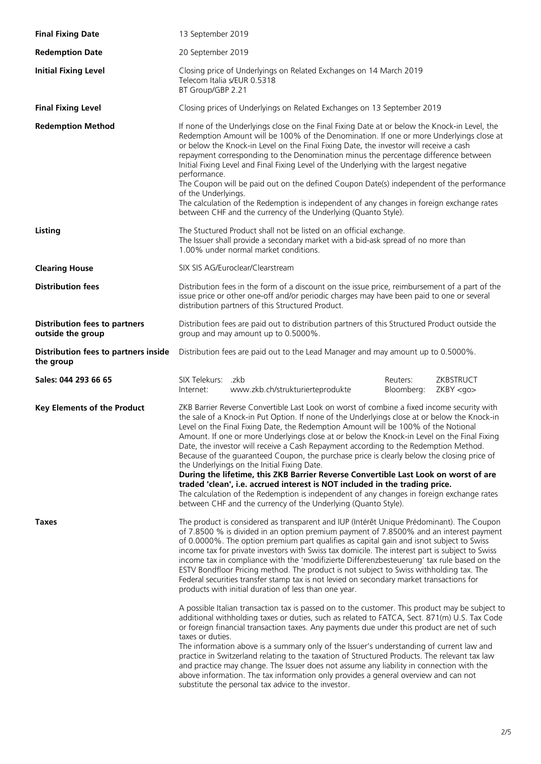| | |
|---|---|
| **Final Fixing Date** | 13 September 2019 |
| **Redemption Date** | 20 September 2019 |
| **Initial Fixing Level** | Closing price of Underlyings on Related Exchanges on 14 March 2019<br>Telecom Italia s/EUR 0.5318<br>BT Group/GBP 2.21 |
| **Final Fixing Level** | Closing prices of Underlyings on Related Exchanges on 13 September 2019 |
| **Redemption Method** | If none of the Underlyings close on the Final Fixing Date at or below the Knock-in Level, the Redemption Amount will be 100% of the Denomination. If one or more Underlyings close at or below the Knock-in Level on the Final Fixing Date, the investor will receive a cash repayment corresponding to the Denomination minus the percentage difference between Initial Fixing Level and Final Fixing Level of the Underlying with the largest negative performance.<br>The Coupon will be paid out on the defined Coupon Date(s) independent of the performance of the Underlyings.<br>The calculation of the Redemption is independent of any changes in foreign exchange rates between CHF and the currency of the Underlying (Quanto Style). |
| **Listing** | The Stuctured Product shall not be listed on an official exchange.<br>The Issuer shall provide a secondary market with a bid-ask spread of no more than 1.00% under normal market conditions. |
| **Clearing House** | SIX SIS AG/Euroclear/Clearstream |
| **Distribution fees** | Distribution fees in the form of a discount on the issue price, reimbursement of a part of the issue price or other one-off and/or periodic charges may have been paid to one or several distribution partners of this Structured Product. |
| **Distribution fees to partners outside the group** | Distribution fees are paid out to distribution partners of this Structured Product outside the group and may amount up to 0.5000%. |
| **Distribution fees to partners inside the group** | Distribution fees are paid out to the Lead Manager and may amount up to 0.5000%. |
| **Sales: 044 293 66 65** | SIX Telekurs: .zkb &nbsp;&nbsp; Reuters: ZKBSTRUCT<br>Internet: www.zkb.ch/strukturierteprodukte &nbsp;&nbsp; Bloomberg: ZKBY <go> |
| **Key Elements of the Product** | ZKB Barrier Reverse Convertible Last Look on worst of combine a fixed income security with the sale of a Knock-in Put Option. If none of the Underlyings close at or below the Knock-in Level on the Final Fixing Date, the Redemption Amount will be 100% of the Notional Amount. If one or more Underlyings close at or below the Knock-in Level on the Final Fixing Date, the investor will receive a Cash Repayment according to the Redemption Method. Because of the guaranteed Coupon, the purchase price is clearly below the closing price of the Underlyings on the Initial Fixing Date.<br>**During the lifetime, this ZKB Barrier Reverse Convertible Last Look on worst of are traded 'clean', i.e. accrued interest is NOT included in the trading price.**<br>The calculation of the Redemption is independent of any changes in foreign exchange rates between CHF and the currency of the Underlying (Quanto Style). |
| **Taxes** | The product is considered as transparent and IUP (Intérêt Unique Prédominant). The Coupon of 7.8500 % is divided in an option premium payment of 7.8500% and an interest payment of 0.0000%. The option premium part qualifies as capital gain and isnot subject to Swiss income tax for private investors with Swiss tax domicile. The interest part is subject to Swiss income tax in compliance with the 'modifizierte Differenzbesteuerung' tax rule based on the ESTV Bondfloor Pricing method. The product is not subject to Swiss withholding tax. The Federal securities transfer stamp tax is not levied on secondary market transactions for products with initial duration of less than one year.<br><br>A possible Italian transaction tax is passed on to the customer. This product may be subject to additional withholding taxes or duties, such as related to FATCA, Sect. 871(m) U.S. Tax Code or foreign financial transaction taxes. Any payments due under this product are net of such taxes or duties.<br>The information above is a summary only of the Issuer's understanding of current law and practice in Switzerland relating to the taxation of Structured Products. The relevant tax law and practice may change. The Issuer does not assume any liability in connection with the above information. The tax information only provides a general overview and can not substitute the personal tax advice to the investor. |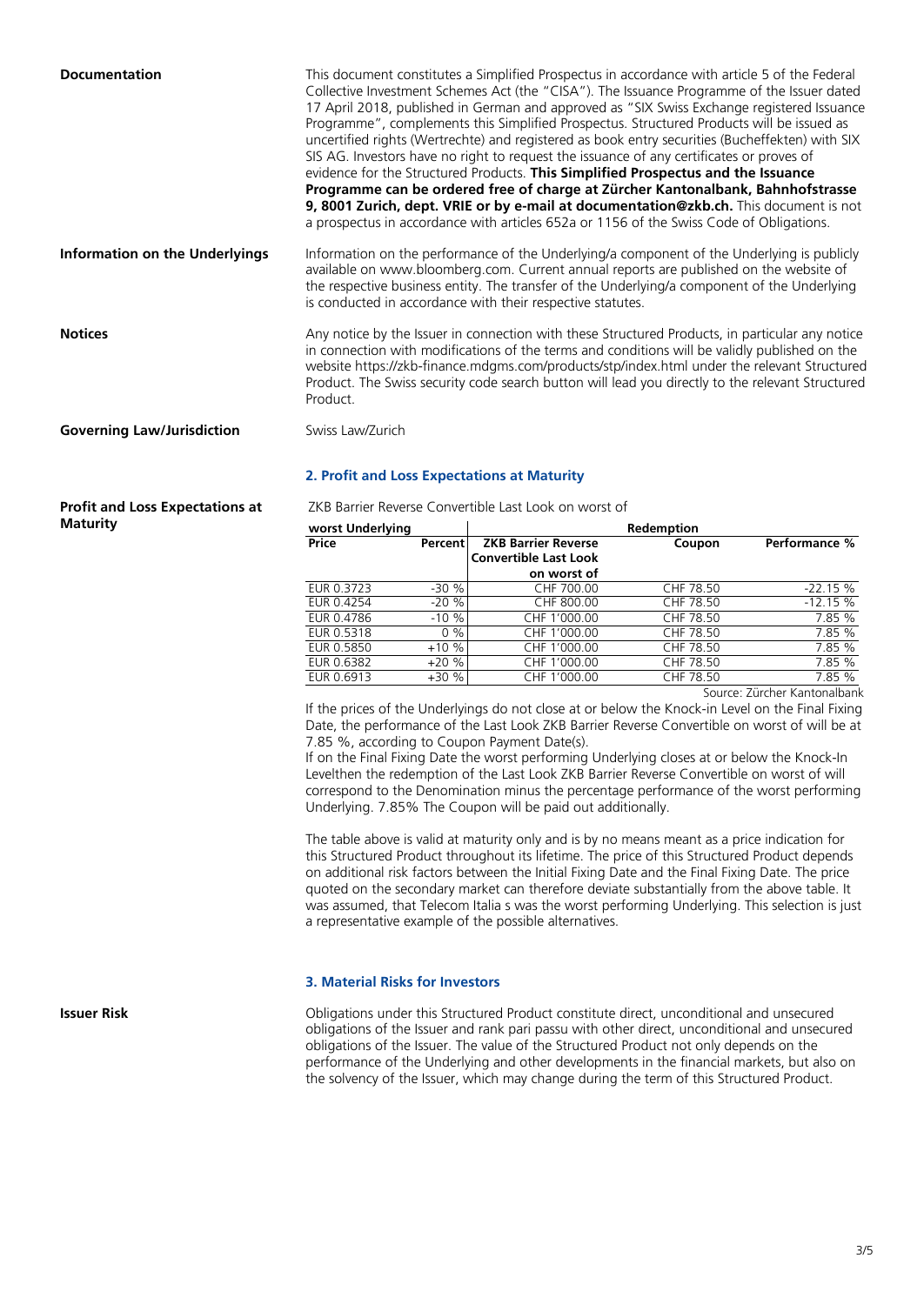**Documentation**

This document constitutes a Simplified Prospectus in accordance with article 5 of the Federal Collective Investment Schemes Act (the "CISA"). The Issuance Programme of the Issuer dated 17 April 2018, published in German and approved as "SIX Swiss Exchange registered Issuance Programme", complements this Simplified Prospectus. Structured Products will be issued as uncertified rights (Wertrechte) and registered as book entry securities (Bucheffekten) with SIX SIS AG. Investors have no right to request the issuance of any certificates or proves of evidence for the Structured Products. **This Simplified Prospectus and the Issuance Programme can be ordered free of charge at Zürcher Kantonalbank, Bahnhofstrasse 9, 8001 Zurich, dept. VRIE or by e-mail at documentation@zkb.ch.** This document is not a prospectus in accordance with articles 652a or 1156 of the Swiss Code of Obligations.

**Information on the Underlyings**

Information on the performance of the Underlying/a component of the Underlying is publicly available on www.bloomberg.com. Current annual reports are published on the website of the respective business entity. The transfer of the Underlying/a component of the Underlying is conducted in accordance with their respective statutes.

**Notices**

Any notice by the Issuer in connection with these Structured Products, in particular any notice in connection with modifications of the terms and conditions will be validly published on the website https://zkb-finance.mdgms.com/products/stp/index.html under the relevant Structured Product. The Swiss security code search button will lead you directly to the relevant Structured Product.

**Governing Law/Jurisdiction**

Swiss Law/Zurich

## 2. Profit and Loss Expectations at Maturity

**Profit and Loss Expectations at Maturity**

ZKB Barrier Reverse Convertible Last Look on worst of

| worst Underlying | | Redemption | | |
|---|---|---|---|---|
| Price | Percent | ZKB Barrier Reverse Convertible Last Look on worst of | Coupon | Performance % |
| EUR 0.3723 | -30 % | CHF 700.00 | CHF 78.50 | -22.15 % |
| EUR 0.4254 | -20 % | CHF 800.00 | CHF 78.50 | -12.15 % |
| EUR 0.4786 | -10 % | CHF 1'000.00 | CHF 78.50 | 7.85 % |
| EUR 0.5318 | 0 % | CHF 1'000.00 | CHF 78.50 | 7.85 % |
| EUR 0.5850 | +10 % | CHF 1'000.00 | CHF 78.50 | 7.85 % |
| EUR 0.6382 | +20 % | CHF 1'000.00 | CHF 78.50 | 7.85 % |
| EUR 0.6913 | +30 % | CHF 1'000.00 | CHF 78.50 | 7.85 % |

Source: Zürcher Kantonalbank

If the prices of the Underlyings do not close at or below the Knock-in Level on the Final Fixing Date, the performance of the Last Look ZKB Barrier Reverse Convertible on worst of will be at 7.85 %, according to Coupon Payment Date(s).
If on the Final Fixing Date the worst performing Underlying closes at or below the Knock-In Levelthen the redemption of the Last Look ZKB Barrier Reverse Convertible on worst of will correspond to the Denomination minus the percentage performance of the worst performing Underlying. 7.85% The Coupon will be paid out additionally.

The table above is valid at maturity only and is by no means meant as a price indication for this Structured Product throughout its lifetime. The price of this Structured Product depends on additional risk factors between the Initial Fixing Date and the Final Fixing Date. The price quoted on the secondary market can therefore deviate substantially from the above table. It was assumed, that Telecom Italia s was the worst performing Underlying. This selection is just a representative example of the possible alternatives.

## 3. Material Risks for Investors

**Issuer Risk**

Obligations under this Structured Product constitute direct, unconditional and unsecured obligations of the Issuer and rank pari passu with other direct, unconditional and unsecured obligations of the Issuer. The value of the Structured Product not only depends on the performance of the Underlying and other developments in the financial markets, but also on the solvency of the Issuer, which may change during the term of this Structured Product.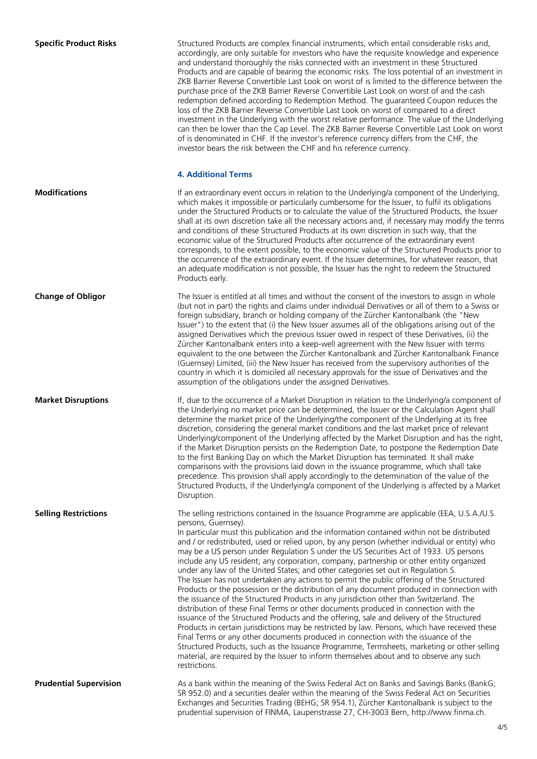**Specific Product Risks**

Structured Products are complex financial instruments, which entail considerable risks and, accordingly, are only suitable for investors who have the requisite knowledge and experience and understand thoroughly the risks connected with an investment in these Structured Products and are capable of bearing the economic risks. The loss potential of an investment in ZKB Barrier Reverse Convertible Last Look on worst of is limited to the difference between the purchase price of the ZKB Barrier Reverse Convertible Last Look on worst of and the cash redemption defined according to Redemption Method. The guaranteed Coupon reduces the loss of the ZKB Barrier Reverse Convertible Last Look on worst of compared to a direct investment in the Underlying with the worst relative performance. The value of the Underlying can then be lower than the Cap Level. The ZKB Barrier Reverse Convertible Last Look on worst of is denominated in CHF. If the investor's reference currency differs from the CHF, the investor bears the risk between the CHF and his reference currency.

## 4. Additional Terms

**Modifications**

If an extraordinary event occurs in relation to the Underlying/a component of the Underlying, which makes it impossible or particularly cumbersome for the Issuer, to fulfil its obligations under the Structured Products or to calculate the value of the Structured Products, the Issuer shall at its own discretion take all the necessary actions and, if necessary may modify the terms and conditions of these Structured Products at its own discretion in such way, that the economic value of the Structured Products after occurrence of the extraordinary event corresponds, to the extent possible, to the economic value of the Structured Products prior to the occurrence of the extraordinary event. If the Issuer determines, for whatever reason, that an adequate modification is not possible, the Issuer has the right to redeem the Structured Products early.

**Change of Obligor**

The Issuer is entitled at all times and without the consent of the investors to assign in whole (but not in part) the rights and claims under individual Derivatives or all of them to a Swiss or foreign subsidiary, branch or holding company of the Zürcher Kantonalbank (the "New Issuer") to the extent that (i) the New Issuer assumes all of the obligations arising out of the assigned Derivatives which the previous Issuer owed in respect of these Derivatives, (ii) the Zürcher Kantonalbank enters into a keep-well agreement with the New Issuer with terms equivalent to the one between the Zürcher Kantonalbank and Zürcher Kantonalbank Finance (Guernsey) Limited, (iii) the New Issuer has received from the supervisory authorities of the country in which it is domiciled all necessary approvals for the issue of Derivatives and the assumption of the obligations under the assigned Derivatives.

**Market Disruptions**

If, due to the occurrence of a Market Disruption in relation to the Underlying/a component of the Underlying no market price can be determined, the Issuer or the Calculation Agent shall determine the market price of the Underlying/the component of the Underlying at its free discretion, considering the general market conditions and the last market price of relevant Underlying/component of the Underlying affected by the Market Disruption and has the right, if the Market Disruption persists on the Redemption Date, to postpone the Redemption Date to the first Banking Day on which the Market Disruption has terminated. It shall make comparisons with the provisions laid down in the issuance programme, which shall take precedence. This provision shall apply accordingly to the determination of the value of the Structured Products, if the Underlying/a component of the Underlying is affected by a Market Disruption.

**Selling Restrictions**

The selling restrictions contained in the Issuance Programme are applicable (EEA, U.S.A./U.S. persons, Guernsey).
In particular must this publication and the information contained within not be distributed and / or redistributed, used or relied upon, by any person (whether individual or entity) who may be a US person under Regulation S under the US Securities Act of 1933. US persons include any US resident; any corporation, company, partnership or other entity organized under any law of the United States; and other categories set out in Regulation S.
The Issuer has not undertaken any actions to permit the public offering of the Structured Products or the possession or the distribution of any document produced in connection with the issuance of the Structured Products in any jurisdiction other than Switzerland. The distribution of these Final Terms or other documents produced in connection with the issuance of the Structured Products and the offering, sale and delivery of the Structured Products in certain jurisdictions may be restricted by law. Persons, which have received these Final Terms or any other documents produced in connection with the issuance of the Structured Products, such as the Issuance Programme, Termsheets, marketing or other selling material, are required by the Issuer to inform themselves about and to observe any such restrictions.

**Prudential Supervision**

As a bank within the meaning of the Swiss Federal Act on Banks and Savings Banks (BankG; SR 952.0) and a securities dealer within the meaning of the Swiss Federal Act on Securities Exchanges and Securities Trading (BEHG; SR 954.1), Zürcher Kantonalbank is subject to the prudential supervision of FINMA, Laupenstrasse 27, CH-3003 Bern, http://www.finma.ch.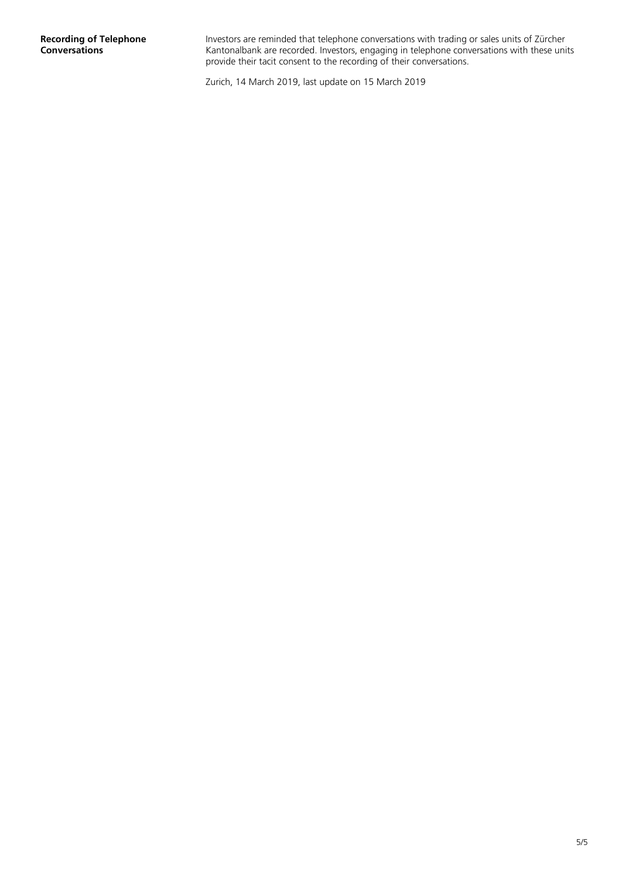**Recording of Telephone Conversations**

Investors are reminded that telephone conversations with trading or sales units of Zürcher Kantonalbank are recorded. Investors, engaging in telephone conversations with these units provide their tacit consent to the recording of their conversations.

Zurich, 14 March 2019, last update on 15 March 2019